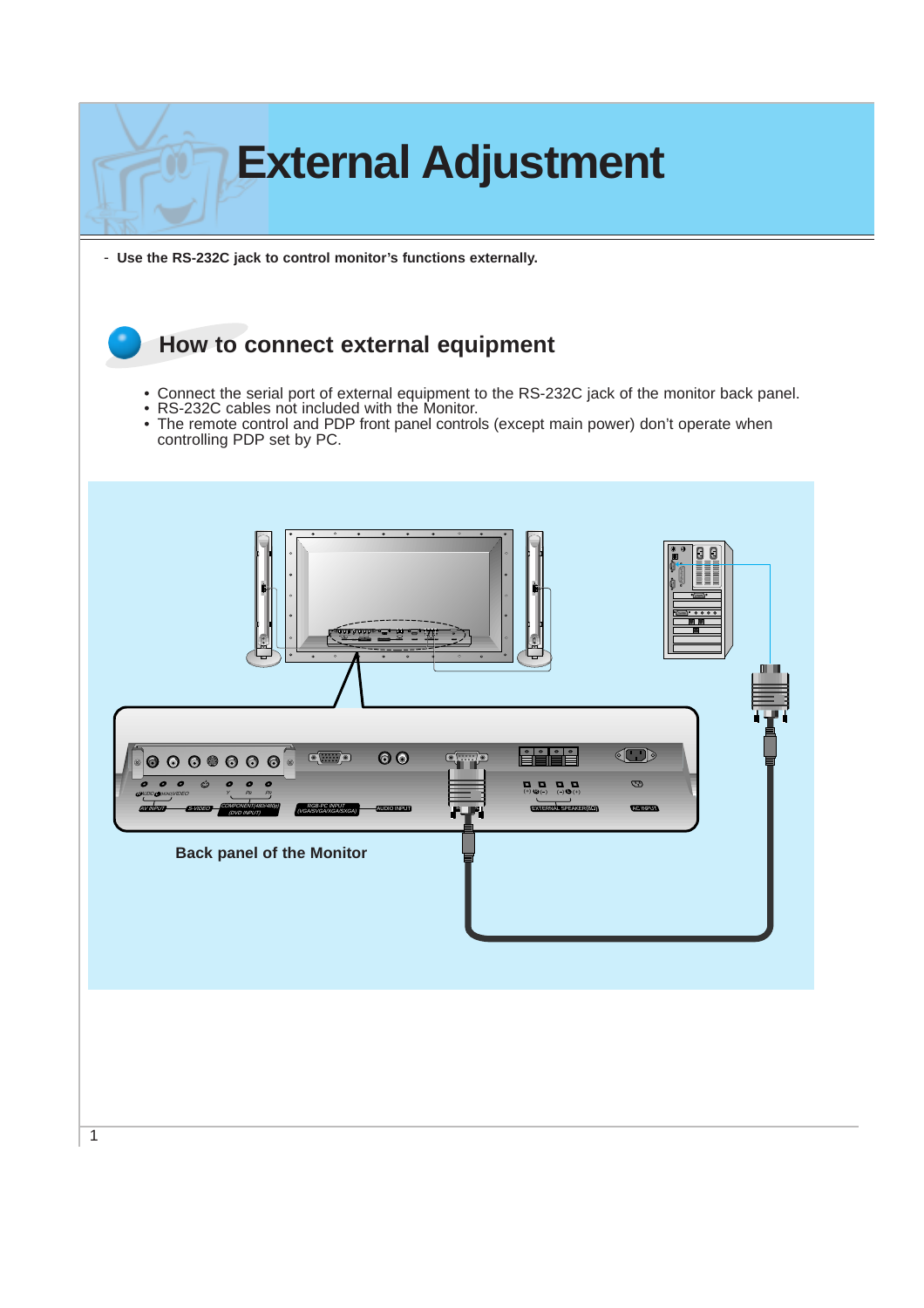# External Adjustment

- Use the RS-232C jack to control monitor's functions externally.

## How to connect external equipment

- Connect the serial port of external equipment to the RS-232C jack of the monitor back panel.
- RS-232C cables not included with the Monitor.
- The remote control and PDP front panel controls (except main power) don't operate when controlling PDP set by PC.

Back panel of the Monitor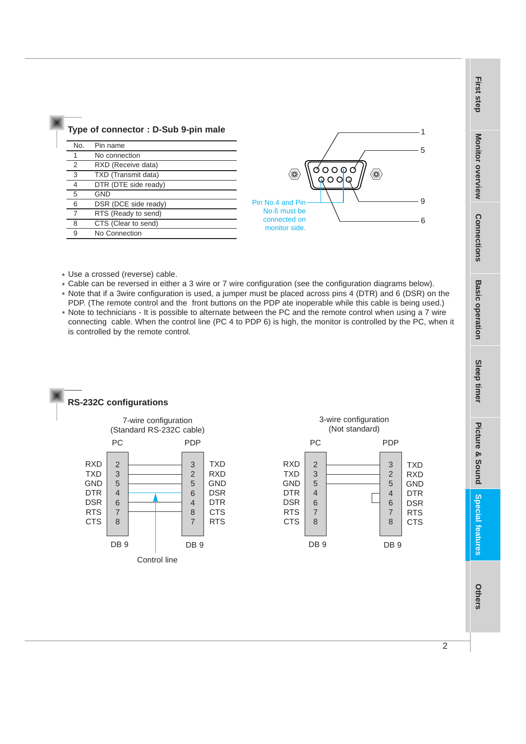## Type of connector : D-Sub 9-pin male

| No. | Pin name |
|---|---|
| 1 | No connection |
| 2 | RXD (Receive data) |
| 3 | TXD (Transmit data) |
| 4 | DTR (DTE side ready) |
| 5 | GND |
| 6 | DSR (DCE side ready) |
| 7 | RTS (Ready to send) |
| 8 | CTS (Clear to send) |
| 9 | No Connection |

Pin No.4 and Pin No.6 must be connected on monitor side.

* Use a crossed (reverse) cable.
* Cable can be reversed in either a 3 wire or 7 wire configuration (see the configuration diagrams below).
* Note that if a 3wire configuration is used, a jumper must be placed across pins 4 (DTR) and 6 (DSR) on the PDP. (The remote control and the front buttons on the PDP ate inoperable while this cable is being used.)
* Note to technicians - It is possible to alternate between the PC and the remote control when using a 7 wire connecting cable. When the control line (PC 4 to PDP 6) is high, the monitor is controlled by the PC, when it is controlled by the remote control.

## RS-232C configurations

7-wire configuration (Standard RS-232C cable)

| PC | | PDP | |
|---|---|---|---|
| RXD | 2 | 3 | TXD |
| TXD | 3 | 2 | RXD |
| GND | 5 | 5 | GND |
| DTR | 4 | 6 | DSR |
| DSR | 6 | 4 | DTR |
| RTS | 7 | 8 | CTS |
| CTS | 8 | 7 | RTS |
| | DB 9 | DB 9 | |

Control line

3-wire configuration (Not standard)

| PC | | PDP | |
|---|---|---|---|
| RXD | 2 | 3 | TXD |
| TXD | 3 | 2 | RXD |
| GND | 5 | 5 | GND |
| DTR | 4 | 4 | DTR |
| DSR | 6 | 6 | DSR |
| RTS | 7 | 7 | RTS |
| CTS | 8 | 8 | CTS |
| | DB 9 | DB 9 | |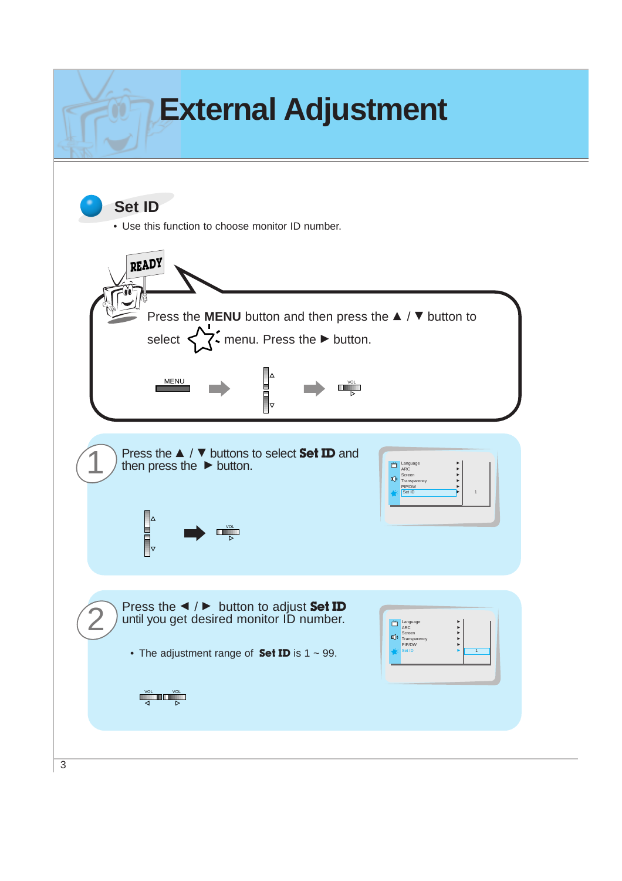# External Adjustment

## Set ID

- Use this function to choose monitor ID number.

Press the **MENU** button and then press the ▲ / ▼ button to select ☆ menu. Press the ► button.

MENU

VOL

1. Press the ▲ / ▼ buttons to select **Set ID** and then press the ► button.

Language
ARC
Screen
Transparency
PIP/DW
Set ID

VOL

2. Press the ◄ / ► button to adjust **Set ID** until you get desired monitor ID number.

   - The adjustment range of **Set ID** is 1 ~ 99.

Language
ARC
Screen
Transparency
PIP/DW
Set ID

VOL VOL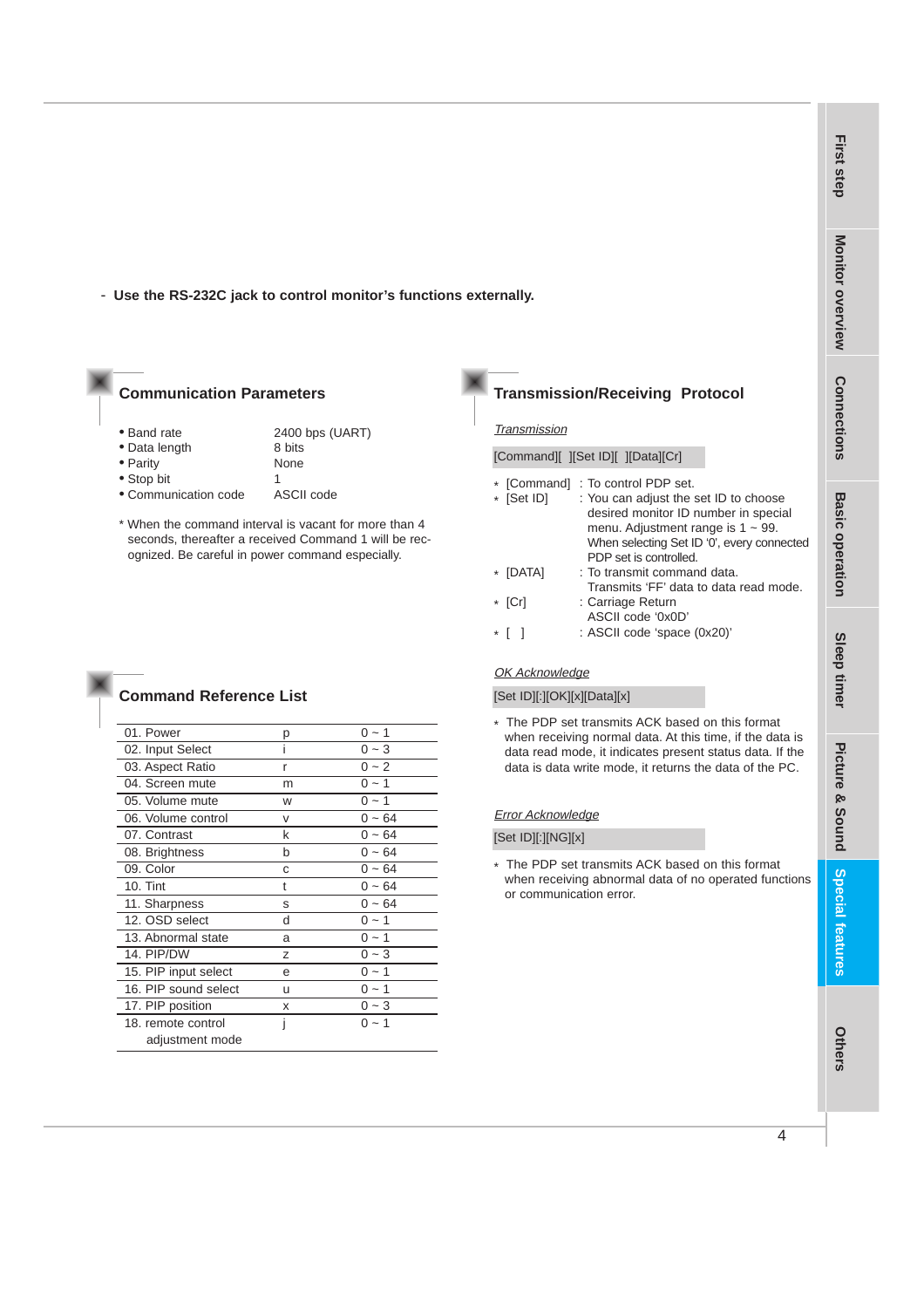- Use the RS-232C jack to control monitor's functions externally.

## Communication Parameters

- Band rate: 2400 bps (UART)
- Data length: 8 bits
- Parity: None
- Stop bit: 1
- Communication code: ASCII code

\* When the command interval is vacant for more than 4 seconds, thereafter a received Command 1 will be recognized. Be careful in power command especially.

## Command Reference List

| | | |
|---|---|---|
| 01. Power | p | 0 ~ 1 |
| 02. Input Select | i | 0 ~ 3 |
| 03. Aspect Ratio | r | 0 ~ 2 |
| 04. Screen mute | m | 0 ~ 1 |
| 05. Volume mute | w | 0 ~ 1 |
| 06. Volume control | v | 0 ~ 64 |
| 07. Contrast | k | 0 ~ 64 |
| 08. Brightness | b | 0 ~ 64 |
| 09. Color | c | 0 ~ 64 |
| 10. Tint | t | 0 ~ 64 |
| 11. Sharpness | s | 0 ~ 64 |
| 12. OSD select | d | 0 ~ 1 |
| 13. Abnormal state | a | 0 ~ 1 |
| 14. PIP/DW | z | 0 ~ 3 |
| 15. PIP input select | e | 0 ~ 1 |
| 16. PIP sound select | u | 0 ~ 1 |
| 17. PIP position | x | 0 ~ 3 |
| 18. remote control adjustment mode | j | 0 ~ 1 |

## Transmission/Receiving Protocol

*Transmission*

[Command][ ][Set ID][ ][Data][Cr]

- \* [Command] : To control PDP set.
- \* [Set ID] : You can adjust the set ID to choose desired monitor ID number in special menu. Adjustment range is 1 ~ 99. When selecting Set ID '0', every connected PDP set is controlled.
- \* [DATA] : To transmit command data. Transmits 'FF' data to data read mode.
- \* [Cr] : Carriage Return ASCII code '0x0D'
- \* [ ] : ASCII code 'space (0x20)'

*OK Acknowledge*

[Set ID][:][OK][x][Data][x]

\* The PDP set transmits ACK based on this format when receiving normal data. At this time, if the data is data read mode, it indicates present status data. If the data is data write mode, it returns the data of the PC.

*Error Acknowledge*

[Set ID][:][NG][x]

\* The PDP set transmits ACK based on this format when receiving abnormal data of no operated functions or communication error.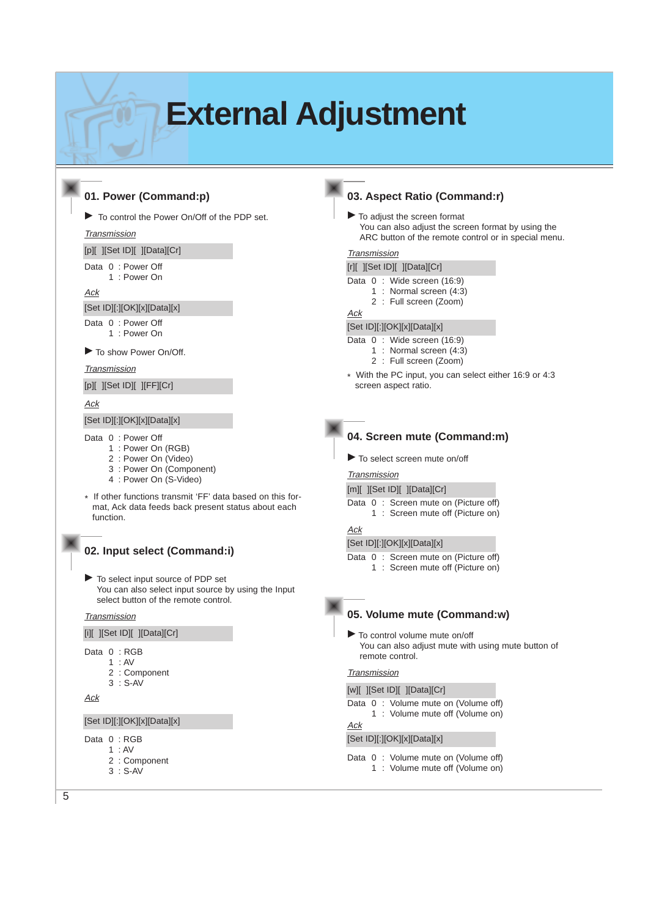# External Adjustment

## 01. Power (Command:p)

▶ To control the Power On/Off of the PDP set.

*Transmission*

[p][ ][Set ID][ ][Data][Cr]

Data 0 : Power Off
  1 : Power On

*Ack*

[Set ID][:][OK][x][Data][x]

Data 0 : Power Off
  1 : Power On

▶ To show Power On/Off.

*Transmission*

[p][ ][Set ID][ ][FF][Cr]

*Ack*

[Set ID][:][OK][x][Data][x]

Data 0 : Power Off
  1 : Power On (RGB)
  2 : Power On (Video)
  3 : Power On (Component)
  4 : Power On (S-Video)

* If other functions transmit 'FF' data based on this format, Ack data feeds back present status about each function.

## 02. Input select (Command:i)

▶ To select input source of PDP set
You can also select input source by using the Input select button of the remote control.

*Transmission*

[i][ ][Set ID][ ][Data][Cr]

Data 0 : RGB
  1 : AV
  2 : Component
  3 : S-AV

*Ack*

[Set ID][:][OK][x][Data][x]

Data 0 : RGB
  1 : AV
  2 : Component
  3 : S-AV

## 03. Aspect Ratio (Command:r)

▶ To adjust the screen format
You can also adjust the screen format by using the ARC button of the remote control or in special menu.

*Transmission*

[r][ ][Set ID][ ][Data][Cr]

Data 0 : Wide screen (16:9)
  1 : Normal screen (4:3)
  2 : Full screen (Zoom)

*Ack*

[Set ID][:][OK][x][Data][x]

Data 0 : Wide screen (16:9)
  1 : Normal screen (4:3)
  2 : Full screen (Zoom)

* With the PC input, you can select either 16:9 or 4:3 screen aspect ratio.

## 04. Screen mute (Command:m)

▶ To select screen mute on/off

*Transmission*

[m][ ][Set ID][ ][Data][Cr]

Data 0 : Screen mute on (Picture off)
  1 : Screen mute off (Picture on)

*Ack*

[Set ID][:][OK][x][Data][x]

Data 0 : Screen mute on (Picture off)
  1 : Screen mute off (Picture on)

## 05. Volume mute (Command:w)

▶ To control volume mute on/off
You can also adjust mute with using mute button of remote control.

*Transmission*

[w][ ][Set ID][ ][Data][Cr]

Data 0 : Volume mute on (Volume off)
  1 : Volume mute off (Volume on)

*Ack*

[Set ID][:][OK][x][Data][x]

Data 0 : Volume mute on (Volume off)
  1 : Volume mute off (Volume on)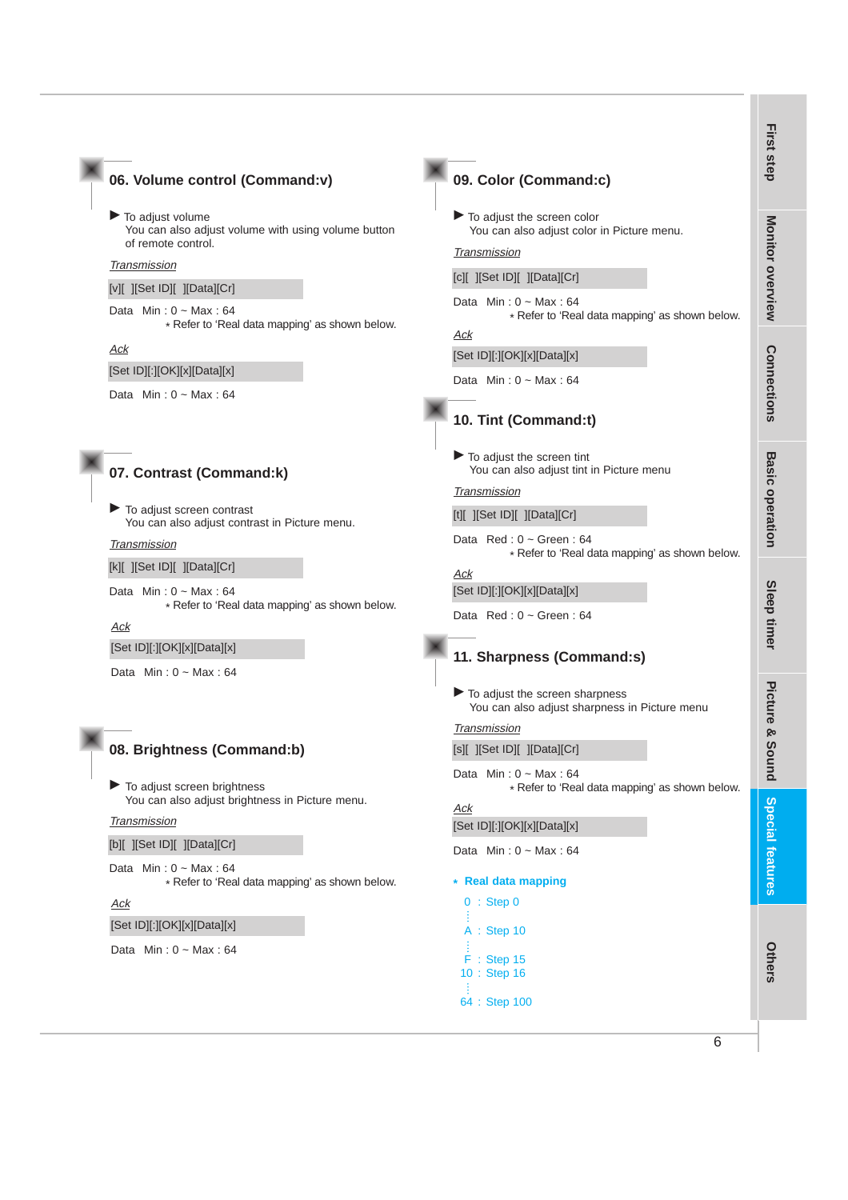## 06. Volume control (Command:v)

▶ To adjust volume
You can also adjust volume with using volume button of remote control.

*Transmission*

[v][ ][Set ID][ ][Data][Cr]

Data Min : 0 ~ Max : 64
* Refer to 'Real data mapping' as shown below.

*Ack*

[Set ID][:][OK][x][Data][x]

Data Min : 0 ~ Max : 64

## 07. Contrast (Command:k)

▶ To adjust screen contrast
You can also adjust contrast in Picture menu.

*Transmission*

[k][ ][Set ID][ ][Data][Cr]

Data Min : 0 ~ Max : 64
* Refer to 'Real data mapping' as shown below.

*Ack*

[Set ID][:][OK][x][Data][x]

Data Min : 0 ~ Max : 64

## 08. Brightness (Command:b)

▶ To adjust screen brightness
You can also adjust brightness in Picture menu.

*Transmission*

[b][ ][Set ID][ ][Data][Cr]

Data Min : 0 ~ Max : 64
* Refer to 'Real data mapping' as shown below.

*Ack*

[Set ID][:][OK][x][Data][x]

Data Min : 0 ~ Max : 64

## 09. Color (Command:c)

▶ To adjust the screen color
You can also adjust color in Picture menu.

*Transmission*

[c][ ][Set ID][ ][Data][Cr]

Data Min : 0 ~ Max : 64
* Refer to 'Real data mapping' as shown below.

*Ack*

[Set ID][:][OK][x][Data][x]

Data Min : 0 ~ Max : 64

## 10. Tint (Command:t)

▶ To adjust the screen tint
You can also adjust tint in Picture menu

*Transmission*

[t][ ][Set ID][ ][Data][Cr]

Data Red : 0 ~ Green : 64
* Refer to 'Real data mapping' as shown below.

*Ack*

[Set ID][:][OK][x][Data][x]

Data Red : 0 ~ Green : 64

## 11. Sharpness (Command:s)

▶ To adjust the screen sharpness
You can also adjust sharpness in Picture menu

*Transmission*

[s][ ][Set ID][ ][Data][Cr]

Data Min : 0 ~ Max : 64
* Refer to 'Real data mapping' as shown below.

*Ack*

[Set ID][:][OK][x][Data][x]

Data Min : 0 ~ Max : 64

**\* Real data mapping**

0 : Step 0
⋮
A : Step 10
⋮
F : Step 15
10 : Step 16
⋮
64 : Step 100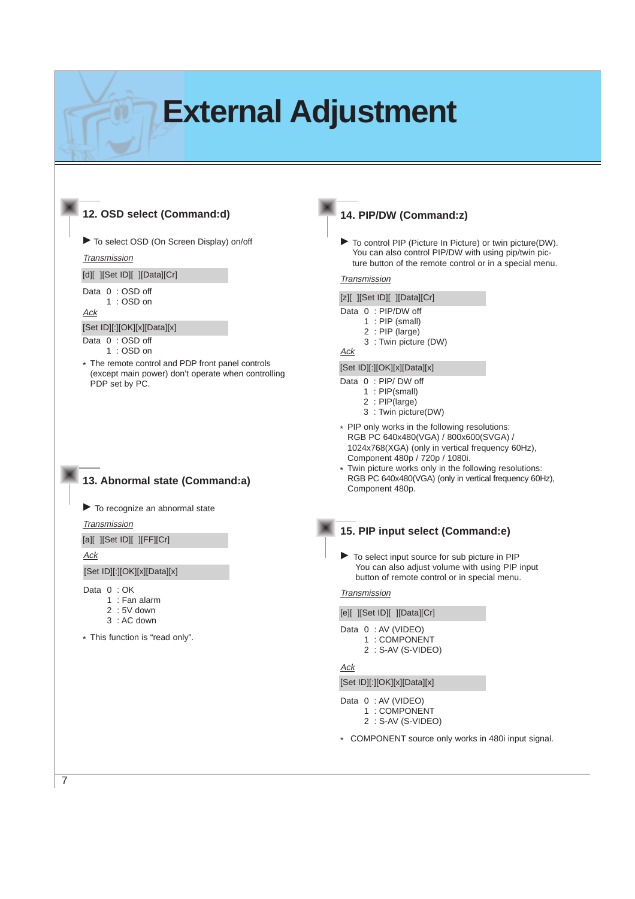# External Adjustment

## 12. OSD select (Command:d)

▶ To select OSD (On Screen Display) on/off

*Transmission*

[d][ ][Set ID][ ][Data][Cr]

Data 0 : OSD off
 1 : OSD on

*Ack*

[Set ID][:][OK][x][Data][x]

Data 0 : OSD off
 1 : OSD on

* The remote control and PDP front panel controls (except main power) don't operate when controlling PDP set by PC.

## 13. Abnormal state (Command:a)

▶ To recognize an abnormal state

*Transmission*

[a][ ][Set ID][ ][FF][Cr]

*Ack*

[Set ID][:][OK][x][Data][x]

Data 0 : OK
 1 : Fan alarm
 2 : 5V down
 3 : AC down

* This function is “read only”.

## 14. PIP/DW (Command:z)

▶ To control PIP (Picture In Picture) or twin picture(DW). You can also control PIP/DW with using pip/twin picture button of the remote control or in a special menu.

*Transmission*

[z][ ][Set ID][ ][Data][Cr]

Data 0 : PIP/DW off
 1 : PIP (small)
 2 : PIP (large)
 3 : Twin picture (DW)

*Ack*

[Set ID][:][OK][x][Data][x]

Data 0 : PIP/ DW off
 1 : PIP(small)
 2 : PIP(large)
 3 : Twin picture(DW)

* PIP only works in the following resolutions: RGB PC 640x480(VGA) / 800x600(SVGA) / 1024x768(XGA) (only in vertical frequency 60Hz), Component 480p / 720p / 1080i.
* Twin picture works only in the following resolutions: RGB PC 640x480(VGA) (only in vertical frequency 60Hz), Component 480p.

## 15. PIP input select (Command:e)

▶ To select input source for sub picture in PIP You can also adjust volume with using PIP input button of remote control or in special menu.

*Transmission*

[e][ ][Set ID][ ][Data][Cr]

Data 0 : AV (VIDEO)
 1 : COMPONENT
 2 : S-AV (S-VIDEO)

*Ack*

[Set ID][:][OK][x][Data][x]

Data 0 : AV (VIDEO)
 1 : COMPONENT
 2 : S-AV (S-VIDEO)

* COMPONENT source only works in 480i input signal.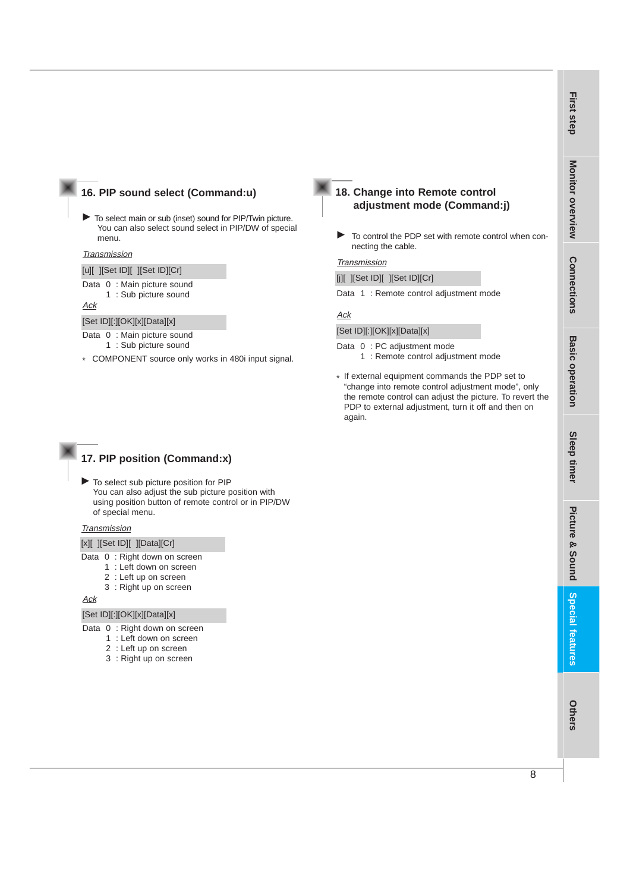## 16. PIP sound select (Command:u)

▶ To select main or sub (inset) sound for PIP/Twin picture. You can also select sound select in PIP/DW of special menu.

*Transmission*

[u][ ][Set ID][ ][Set ID][Cr]

Data 0 : Main picture sound
 1 : Sub picture sound

*Ack*

[Set ID][:][OK][x][Data][x]

Data 0 : Main picture sound
 1 : Sub picture sound

* COMPONENT source only works in 480i input signal.

## 17. PIP position (Command:x)

▶ To select sub picture position for PIP
You can also adjust the sub picture position with using position button of remote control or in PIP/DW of special menu.

*Transmission*

[x][ ][Set ID][ ][Data][Cr]

Data 0 : Right down on screen
 1 : Left down on screen
 2 : Left up on screen
 3 : Right up on screen

*Ack*

[Set ID][:][OK][x][Data][x]

Data 0 : Right down on screen
 1 : Left down on screen
 2 : Left up on screen
 3 : Right up on screen

## 18. Change into Remote control adjustment mode (Command:j)

▶ To control the PDP set with remote control when connecting the cable.

*Transmission*

[j][ ][Set ID][ ][Set ID][Cr]

Data 1 : Remote control adjustment mode

*Ack*

[Set ID][:][OK][x][Data][x]

Data 0 : PC adjustment mode
 1 : Remote control adjustment mode

* If external equipment commands the PDP set to “change into remote control adjustment mode”, only the remote control can adjust the picture. To revert the PDP to external adjustment, turn it off and then on again.